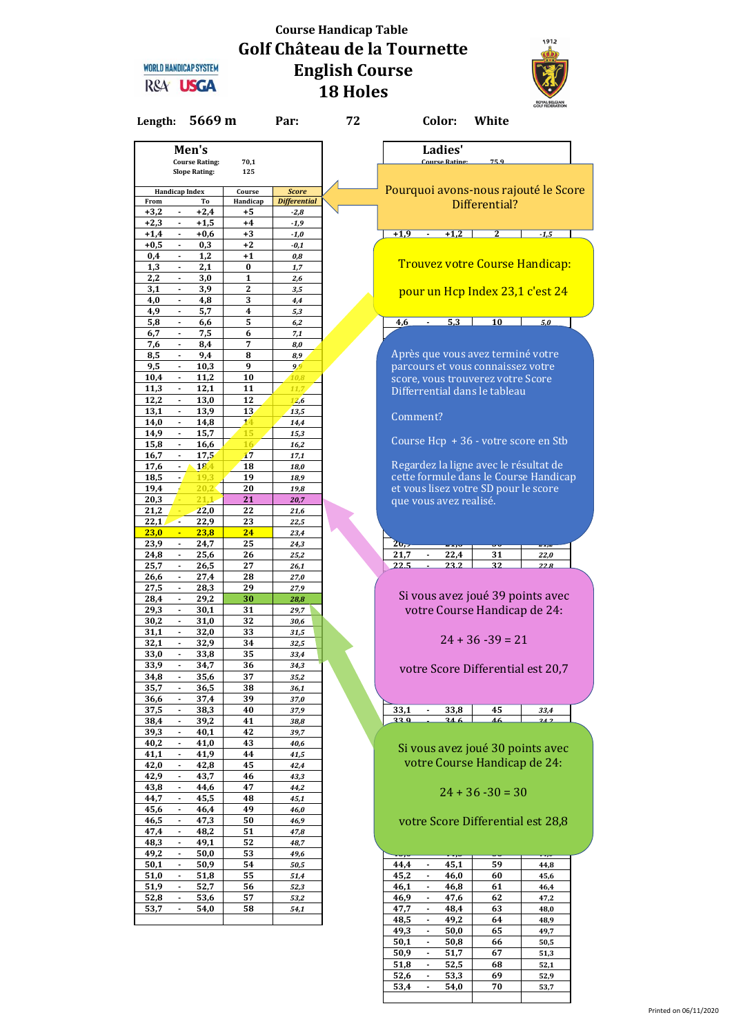# Course Handicap Table

## Golf Château de la Tournette
## English Course
## 18 Holes

WORLD HANDICAP SYSTEM
R&A USGA

1912
ROYAL BELGIAN GOLF FEDERATION

**Length:** 5669 m **Par:** 72 **Color:** White

### Men's

Course Rating: 70,1
Slope Rating: 125

| Handicap Index From | | To | Course Handicap | Score Differential |
|---|---|---|---|---|
| +3,2 | - | +2,4 | +5 | -2,8 |
| +2,3 | - | +1,5 | +4 | -1,9 |
| +1,4 | - | +0,6 | +3 | -1,0 |
| +0,5 | - | 0,3 | +2 | -0,1 |
| 0,4 | - | 1,2 | +1 | 0,8 |
| 1,3 | - | 2,1 | 0 | 1,7 |
| 2,2 | - | 3,0 | 1 | 2,6 |
| 3,1 | - | 3,9 | 2 | 3,5 |
| 4,0 | - | 4,8 | 3 | 4,4 |
| 4,9 | - | 5,7 | 4 | 5,3 |
| 5,8 | - | 6,6 | 5 | 6,2 |
| 6,7 | - | 7,5 | 6 | 7,1 |
| 7,6 | - | 8,4 | 7 | 8,0 |
| 8,5 | - | 9,4 | 8 | 8,9 |
| 9,5 | - | 10,3 | 9 | 9,9 |
| 10,4 | - | 11,2 | 10 | 10,8 |
| 11,3 | - | 12,1 | 11 | 11,7 |
| 12,2 | - | 13,0 | 12 | 12,6 |
| 13,1 | - | 13,9 | 13 | 13,5 |
| 14,0 | - | 14,8 | 14 | 14,4 |
| 14,9 | - | 15,7 | 15 | 15,3 |
| 15,8 | - | 16,6 | 16 | 16,2 |
| 16,7 | - | 17,5 | 17 | 17,1 |
| 17,6 | - | 18,4 | 18 | 18,0 |
| 18,5 | - | 19,3 | 19 | 18,9 |
| 19,4 | - | 20,2 | 20 | 19,8 |
| 20,3 | - | 21,1 | 21 | 20,7 |
| 21,2 | - | 22,0 | 22 | 21,6 |
| 22,1 | - | 22,9 | 23 | 22,5 |
| 23,0 | - | 23,8 | 24 | 23,4 |
| 23,9 | - | 24,7 | 25 | 24,3 |
| 24,8 | - | 25,6 | 26 | 25,2 |
| 25,7 | - | 26,5 | 27 | 26,1 |
| 26,6 | - | 27,4 | 28 | 27,0 |
| 27,5 | - | 28,3 | 29 | 27,9 |
| 28,4 | - | 29,2 | 30 | 28,8 |
| 29,3 | - | 30,1 | 31 | 29,7 |
| 30,2 | - | 31,0 | 32 | 30,6 |
| 31,1 | - | 32,0 | 33 | 31,5 |
| 32,1 | - | 32,9 | 34 | 32,5 |
| 33,0 | - | 33,8 | 35 | 33,4 |
| 33,9 | - | 34,7 | 36 | 34,3 |
| 34,8 | - | 35,6 | 37 | 35,2 |
| 35,7 | - | 36,5 | 38 | 36,1 |
| 36,6 | - | 37,4 | 39 | 37,0 |
| 37,5 | - | 38,3 | 40 | 37,9 |
| 38,4 | - | 39,2 | 41 | 38,8 |
| 39,3 | - | 40,1 | 42 | 39,7 |
| 40,2 | - | 41,0 | 43 | 40,6 |
| 41,1 | - | 41,9 | 44 | 41,5 |
| 42,0 | - | 42,8 | 45 | 42,4 |
| 42,9 | - | 43,7 | 46 | 43,3 |
| 43,8 | - | 44,6 | 47 | 44,2 |
| 44,7 | - | 45,5 | 48 | 45,1 |
| 45,6 | - | 46,4 | 49 | 46,0 |
| 46,5 | - | 47,3 | 50 | 46,9 |
| 47,4 | - | 48,2 | 51 | 47,8 |
| 48,3 | - | 49,1 | 52 | 48,7 |
| 49,2 | - | 50,0 | 53 | 49,6 |
| 50,1 | - | 50,9 | 54 | 50,5 |
| 51,0 | - | 51,8 | 55 | 51,4 |
| 51,9 | - | 52,7 | 56 | 52,3 |
| 52,8 | - | 53,6 | 57 | 53,2 |
| 53,7 | - | 54,0 | 58 | 54,1 |

### Ladies'

Course Rating: 75,9

| Handicap Index From | | To | Course Handicap | Score Differential |
|---|---|---|---|---|
| +1,9 | - | +1,2 | 2 | -1,5 |
| 4,6 | - | 5,3 | 10 | 5,0 |
| 21,7 | - | 22,4 | 31 | 22,0 |
| 22,5 | - | 23,2 | 32 | 22,8 |
| 33,1 | - | 33,8 | 45 | 33,4 |
| 44,4 | - | 45,1 | 59 | 44,8 |
| 45,2 | - | 46,0 | 60 | 45,6 |
| 46,1 | - | 46,8 | 61 | 46,4 |
| 46,9 | - | 47,6 | 62 | 47,2 |
| 47,7 | - | 48,4 | 63 | 48,0 |
| 48,5 | - | 49,2 | 64 | 48,9 |
| 49,3 | - | 50,0 | 65 | 49,7 |
| 50,1 | - | 50,8 | 66 | 50,5 |
| 50,9 | - | 51,7 | 67 | 51,3 |
| 51,8 | - | 52,5 | 68 | 52,1 |
| 52,6 | - | 53,3 | 69 | 52,9 |
| 53,4 | - | 54,0 | 70 | 53,7 |

Pourquoi avons-nous rajouté le Score Differential?

Trouvez votre Course Handicap:

pour un Hcp Index 23,1 c'est 24

Après que vous avez terminé votre parcours et vous connaissez votre score, vous trouverez votre Score Differrential dans le tableau

Comment?

Course Hcp + 36 - votre score en Stb

Regardez la ligne avec le résultat de cette formule dans le Course Handicap et vous lisez votre SD pour le score que vous avez realisé.

Si vous avez joué 39 points avec votre Course Handicap de 24:

24 + 36 -39 = 21

votre Score Differential est 20,7

Si vous avez joué 30 points avec votre Course Handicap de 24:

24 + 36 -30 = 30

votre Score Differential est 28,8

Printed on 06/11/2020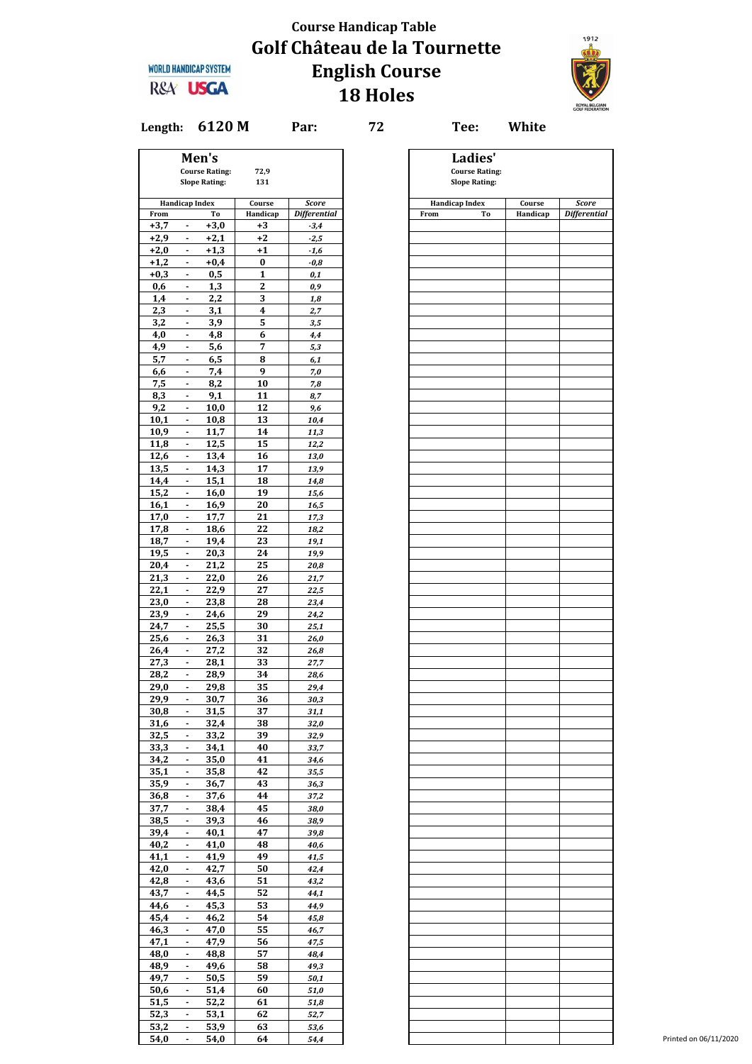# Course Handicap Table
# Golf Château de la Tournette
# English Course
# 18 Holes

WORLD HANDICAP SYSTEM
R&A USGA

1912
ROYAL BELGIAN GOLF FEDERATION

**Length:** 6120 M **Par:** 72 **Tee:** White

## Men's

Course Rating: 72,9
Slope Rating: 131

| Handicap Index | | | Course | *Score* |
|---|---|---|---|---|
| From | | To | Handicap | *Differential* |
| +3,7 | - | +3,0 | +3 | *-3,4* |
| +2,9 | - | +2,1 | +2 | *-2,5* |
| +2,0 | - | +1,3 | +1 | *-1,6* |
| +1,2 | - | +0,4 | 0 | *-0,8* |
| +0,3 | - | 0,5 | 1 | *0,1* |
| 0,6 | - | 1,3 | 2 | *0,9* |
| 1,4 | - | 2,2 | 3 | *1,8* |
| 2,3 | - | 3,1 | 4 | *2,7* |
| 3,2 | - | 3,9 | 5 | *3,5* |
| 4,0 | - | 4,8 | 6 | *4,4* |
| 4,9 | - | 5,6 | 7 | *5,3* |
| 5,7 | - | 6,5 | 8 | *6,1* |
| 6,6 | - | 7,4 | 9 | *7,0* |
| 7,5 | - | 8,2 | 10 | *7,8* |
| 8,3 | - | 9,1 | 11 | *8,7* |
| 9,2 | - | 10,0 | 12 | *9,6* |
| 10,1 | - | 10,8 | 13 | *10,4* |
| 10,9 | - | 11,7 | 14 | *11,3* |
| 11,8 | - | 12,5 | 15 | *12,2* |
| 12,6 | - | 13,4 | 16 | *13,0* |
| 13,5 | - | 14,3 | 17 | *13,9* |
| 14,4 | - | 15,1 | 18 | *14,8* |
| 15,2 | - | 16,0 | 19 | *15,6* |
| 16,1 | - | 16,9 | 20 | *16,5* |
| 17,0 | - | 17,7 | 21 | *17,3* |
| 17,8 | - | 18,6 | 22 | *18,2* |
| 18,7 | - | 19,4 | 23 | *19,1* |
| 19,5 | - | 20,3 | 24 | *19,9* |
| 20,4 | - | 21,2 | 25 | *20,8* |
| 21,3 | - | 22,0 | 26 | *21,7* |
| 22,1 | - | 22,9 | 27 | *22,5* |
| 23,0 | - | 23,8 | 28 | *23,4* |
| 23,9 | - | 24,6 | 29 | *24,2* |
| 24,7 | - | 25,5 | 30 | *25,1* |
| 25,6 | - | 26,3 | 31 | *26,0* |
| 26,4 | - | 27,2 | 32 | *26,8* |
| 27,3 | - | 28,1 | 33 | *27,7* |
| 28,2 | - | 28,9 | 34 | *28,6* |
| 29,0 | - | 29,8 | 35 | *29,4* |
| 29,9 | - | 30,7 | 36 | *30,3* |
| 30,8 | - | 31,5 | 37 | *31,1* |
| 31,6 | - | 32,4 | 38 | *32,0* |
| 32,5 | - | 33,2 | 39 | *32,9* |
| 33,3 | - | 34,1 | 40 | *33,7* |
| 34,2 | - | 35,0 | 41 | *34,6* |
| 35,1 | - | 35,8 | 42 | *35,5* |
| 35,9 | - | 36,7 | 43 | *36,3* |
| 36,8 | - | 37,6 | 44 | *37,2* |
| 37,7 | - | 38,4 | 45 | *38,0* |
| 38,5 | - | 39,3 | 46 | *38,9* |
| 39,4 | - | 40,1 | 47 | *39,8* |
| 40,2 | - | 41,0 | 48 | *40,6* |
| 41,1 | - | 41,9 | 49 | *41,5* |
| 42,0 | - | 42,7 | 50 | *42,4* |
| 42,8 | - | 43,6 | 51 | *43,2* |
| 43,7 | - | 44,5 | 52 | *44,1* |
| 44,6 | - | 45,3 | 53 | *44,9* |
| 45,4 | - | 46,2 | 54 | *45,8* |
| 46,3 | - | 47,0 | 55 | *46,7* |
| 47,1 | - | 47,9 | 56 | *47,5* |
| 48,0 | - | 48,8 | 57 | *48,4* |
| 48,9 | - | 49,6 | 58 | *49,3* |
| 49,7 | - | 50,5 | 59 | *50,1* |
| 50,6 | - | 51,4 | 60 | *51,0* |
| 51,5 | - | 52,2 | 61 | *51,8* |
| 52,3 | - | 53,1 | 62 | *52,7* |
| 53,2 | - | 53,9 | 63 | *53,6* |
| 54,0 | - | 54,0 | 64 | *54,4* |

## Ladies'

Course Rating:
Slope Rating:

| Handicap Index | | Course | *Score* |
|---|---|---|---|
| From | To | Handicap | *Differential* |

Printed on 06/11/2020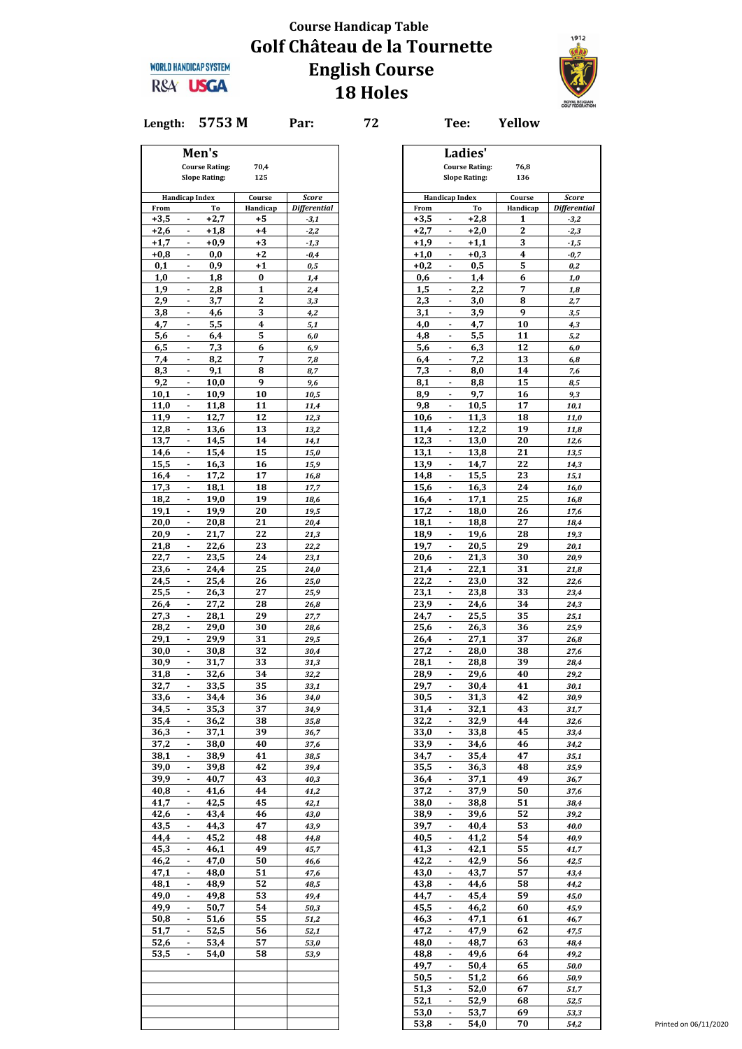# Course Handicap Table

## Golf Château de la Tournette

## English Course

## 18 Holes

WORLD HANDICAP SYSTEM

R&A USGA

1912

ROYAL BELGIAN GOLF FEDERATION

**Length:** 5753 M **Par:** 72 **Tee:** Yellow

### Men's

Course Rating: 70,4
Slope Rating: 125

| Handicap Index From | | To | Course Handicap | *Score Differential* |
|---|---|---|---|---|
| +3,5 | - | +2,7 | +5 | *-3,1* |
| +2,6 | - | +1,8 | +4 | *-2,2* |
| +1,7 | - | +0,9 | +3 | *-1,3* |
| +0,8 | - | 0,0 | +2 | *-0,4* |
| 0,1 | - | 0,9 | +1 | *0,5* |
| 1,0 | - | 1,8 | 0 | *1,4* |
| 1,9 | - | 2,8 | 1 | *2,4* |
| 2,9 | - | 3,7 | 2 | *3,3* |
| 3,8 | - | 4,6 | 3 | *4,2* |
| 4,7 | - | 5,5 | 4 | *5,1* |
| 5,6 | - | 6,4 | 5 | *6,0* |
| 6,5 | - | 7,3 | 6 | *6,9* |
| 7,4 | - | 8,2 | 7 | *7,8* |
| 8,3 | - | 9,1 | 8 | *8,7* |
| 9,2 | - | 10,0 | 9 | *9,6* |
| 10,1 | - | 10,9 | 10 | *10,5* |
| 11,0 | - | 11,8 | 11 | *11,4* |
| 11,9 | - | 12,7 | 12 | *12,3* |
| 12,8 | - | 13,6 | 13 | *13,2* |
| 13,7 | - | 14,5 | 14 | *14,1* |
| 14,6 | - | 15,4 | 15 | *15,0* |
| 15,5 | - | 16,3 | 16 | *15,9* |
| 16,4 | - | 17,2 | 17 | *16,8* |
| 17,3 | - | 18,1 | 18 | *17,7* |
| 18,2 | - | 19,0 | 19 | *18,6* |
| 19,1 | - | 19,9 | 20 | *19,5* |
| 20,0 | - | 20,8 | 21 | *20,4* |
| 20,9 | - | 21,7 | 22 | *21,3* |
| 21,8 | - | 22,6 | 23 | *22,2* |
| 22,7 | - | 23,5 | 24 | *23,1* |
| 23,6 | - | 24,4 | 25 | *24,0* |
| 24,5 | - | 25,4 | 26 | *25,0* |
| 25,5 | - | 26,3 | 27 | *25,9* |
| 26,4 | - | 27,2 | 28 | *26,8* |
| 27,3 | - | 28,1 | 29 | *27,7* |
| 28,2 | - | 29,0 | 30 | *28,6* |
| 29,1 | - | 29,9 | 31 | *29,5* |
| 30,0 | - | 30,8 | 32 | *30,4* |
| 30,9 | - | 31,7 | 33 | *31,3* |
| 31,8 | - | 32,6 | 34 | *32,2* |
| 32,7 | - | 33,5 | 35 | *33,1* |
| 33,6 | - | 34,4 | 36 | *34,0* |
| 34,5 | - | 35,3 | 37 | *34,9* |
| 35,4 | - | 36,2 | 38 | *35,8* |
| 36,3 | - | 37,1 | 39 | *36,7* |
| 37,2 | - | 38,0 | 40 | *37,6* |
| 38,1 | - | 38,9 | 41 | *38,5* |
| 39,0 | - | 39,8 | 42 | *39,4* |
| 39,9 | - | 40,7 | 43 | *40,3* |
| 40,8 | - | 41,6 | 44 | *41,2* |
| 41,7 | - | 42,5 | 45 | *42,1* |
| 42,6 | - | 43,4 | 46 | *43,0* |
| 43,5 | - | 44,3 | 47 | *43,9* |
| 44,4 | - | 45,2 | 48 | *44,8* |
| 45,3 | - | 46,1 | 49 | *45,7* |
| 46,2 | - | 47,0 | 50 | *46,6* |
| 47,1 | - | 48,0 | 51 | *47,6* |
| 48,1 | - | 48,9 | 52 | *48,5* |
| 49,0 | - | 49,8 | 53 | *49,4* |
| 49,9 | - | 50,7 | 54 | *50,3* |
| 50,8 | - | 51,6 | 55 | *51,2* |
| 51,7 | - | 52,5 | 56 | *52,1* |
| 52,6 | - | 53,4 | 57 | *53,0* |
| 53,5 | - | 54,0 | 58 | *53,9* |

### Ladies'

Course Rating: 76,8
Slope Rating: 136

| Handicap Index From | | To | Course Handicap | *Score Differential* |
|---|---|---|---|---|
| +3,5 | - | +2,8 | 1 | *-3,2* |
| +2,7 | - | +2,0 | 2 | *-2,3* |
| +1,9 | - | +1,1 | 3 | *-1,5* |
| +1,0 | - | +0,3 | 4 | *-0,7* |
| +0,2 | - | 0,5 | 5 | *0,2* |
| 0,6 | - | 1,4 | 6 | *1,0* |
| 1,5 | - | 2,2 | 7 | *1,8* |
| 2,3 | - | 3,0 | 8 | *2,7* |
| 3,1 | - | 3,9 | 9 | *3,5* |
| 4,0 | - | 4,7 | 10 | *4,3* |
| 4,8 | - | 5,5 | 11 | *5,2* |
| 5,6 | - | 6,3 | 12 | *6,0* |
| 6,4 | - | 7,2 | 13 | *6,8* |
| 7,3 | - | 8,0 | 14 | *7,6* |
| 8,1 | - | 8,8 | 15 | *8,5* |
| 8,9 | - | 9,7 | 16 | *9,3* |
| 9,8 | - | 10,5 | 17 | *10,1* |
| 10,6 | - | 11,3 | 18 | *11,0* |
| 11,4 | - | 12,2 | 19 | *11,8* |
| 12,3 | - | 13,0 | 20 | *12,6* |
| 13,1 | - | 13,8 | 21 | *13,5* |
| 13,9 | - | 14,7 | 22 | *14,3* |
| 14,8 | - | 15,5 | 23 | *15,1* |
| 15,6 | - | 16,3 | 24 | *16,0* |
| 16,4 | - | 17,1 | 25 | *16,8* |
| 17,2 | - | 18,0 | 26 | *17,6* |
| 18,1 | - | 18,8 | 27 | *18,4* |
| 18,9 | - | 19,6 | 28 | *19,3* |
| 19,7 | - | 20,5 | 29 | *20,1* |
| 20,6 | - | 21,3 | 30 | *20,9* |
| 21,4 | - | 22,1 | 31 | *21,8* |
| 22,2 | - | 23,0 | 32 | *22,6* |
| 23,1 | - | 23,8 | 33 | *23,4* |
| 23,9 | - | 24,6 | 34 | *24,3* |
| 24,7 | - | 25,5 | 35 | *25,1* |
| 25,6 | - | 26,3 | 36 | *25,9* |
| 26,4 | - | 27,1 | 37 | *26,8* |
| 27,2 | - | 28,0 | 38 | *27,6* |
| 28,1 | - | 28,8 | 39 | *28,4* |
| 28,9 | - | 29,6 | 40 | *29,2* |
| 29,7 | - | 30,4 | 41 | *30,1* |
| 30,5 | - | 31,3 | 42 | *30,9* |
| 31,4 | - | 32,1 | 43 | *31,7* |
| 32,2 | - | 32,9 | 44 | *32,6* |
| 33,0 | - | 33,8 | 45 | *33,4* |
| 33,9 | - | 34,6 | 46 | *34,2* |
| 34,7 | - | 35,4 | 47 | *35,1* |
| 35,5 | - | 36,3 | 48 | *35,9* |
| 36,4 | - | 37,1 | 49 | *36,7* |
| 37,2 | - | 37,9 | 50 | *37,6* |
| 38,0 | - | 38,8 | 51 | *38,4* |
| 38,9 | - | 39,6 | 52 | *39,2* |
| 39,7 | - | 40,4 | 53 | *40,0* |
| 40,5 | - | 41,2 | 54 | *40,9* |
| 41,3 | - | 42,1 | 55 | *41,7* |
| 42,2 | - | 42,9 | 56 | *42,5* |
| 43,0 | - | 43,7 | 57 | *43,4* |
| 43,8 | - | 44,6 | 58 | *44,2* |
| 44,7 | - | 45,4 | 59 | *45,0* |
| 45,5 | - | 46,2 | 60 | *45,9* |
| 46,3 | - | 47,1 | 61 | *46,7* |
| 47,2 | - | 47,9 | 62 | *47,5* |
| 48,0 | - | 48,7 | 63 | *48,4* |
| 48,8 | - | 49,6 | 64 | *49,2* |
| 49,7 | - | 50,4 | 65 | *50,0* |
| 50,5 | - | 51,2 | 66 | *50,9* |
| 51,3 | - | 52,0 | 67 | *51,7* |
| 52,1 | - | 52,9 | 68 | *52,5* |
| 53,0 | - | 53,7 | 69 | *53,3* |
| 53,8 | - | 54,0 | 70 | *54,2* |

Printed on 06/11/2020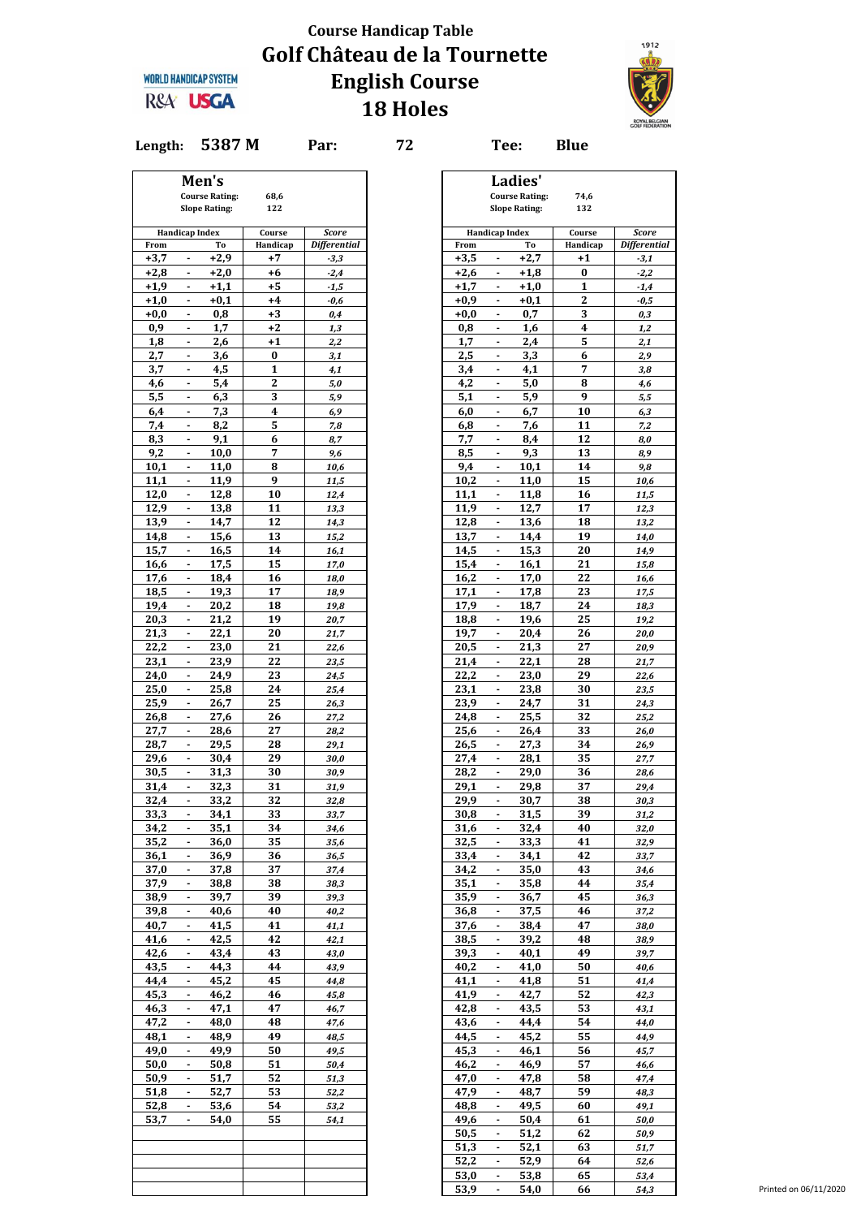# Course Handicap Table

# Golf Château de la Tournette

# English Course

# 18 Holes

WORLD HANDICAP SYSTEM

R&A USGA

ROYAL BELGIAN GOLF FEDERATION 1912

**Length:** 5387 M **Par:** 72 **Tee:** Blue

## Men's

Course Rating: 68,6
Slope Rating: 122

| Handicap Index From | | To | Course Handicap | *Score Differential* |
|---|---|---|---|---|
| +3,7 | - | +2,9 | +7 | *-3,3* |
| +2,8 | - | +2,0 | +6 | *-2,4* |
| +1,9 | - | +1,1 | +5 | *-1,5* |
| +1,0 | - | +0,1 | +4 | *-0,6* |
| +0,0 | - | 0,8 | +3 | *0,4* |
| 0,9 | - | 1,7 | +2 | *1,3* |
| 1,8 | - | 2,6 | +1 | *2,2* |
| 2,7 | - | 3,6 | 0 | *3,1* |
| 3,7 | - | 4,5 | 1 | *4,1* |
| 4,6 | - | 5,4 | 2 | *5,0* |
| 5,5 | - | 6,3 | 3 | *5,9* |
| 6,4 | - | 7,3 | 4 | *6,9* |
| 7,4 | - | 8,2 | 5 | *7,8* |
| 8,3 | - | 9,1 | 6 | *8,7* |
| 9,2 | - | 10,0 | 7 | *9,6* |
| 10,1 | - | 11,0 | 8 | *10,6* |
| 11,1 | - | 11,9 | 9 | *11,5* |
| 12,0 | - | 12,8 | 10 | *12,4* |
| 12,9 | - | 13,8 | 11 | *13,3* |
| 13,9 | - | 14,7 | 12 | *14,3* |
| 14,8 | - | 15,6 | 13 | *15,2* |
| 15,7 | - | 16,5 | 14 | *16,1* |
| 16,6 | - | 17,5 | 15 | *17,0* |
| 17,6 | - | 18,4 | 16 | *18,0* |
| 18,5 | - | 19,3 | 17 | *18,9* |
| 19,4 | - | 20,2 | 18 | *19,8* |
| 20,3 | - | 21,2 | 19 | *20,7* |
| 21,3 | - | 22,1 | 20 | *21,7* |
| 22,2 | - | 23,0 | 21 | *22,6* |
| 23,1 | - | 23,9 | 22 | *23,5* |
| 24,0 | - | 24,9 | 23 | *24,5* |
| 25,0 | - | 25,8 | 24 | *25,4* |
| 25,9 | - | 26,7 | 25 | *26,3* |
| 26,8 | - | 27,6 | 26 | *27,2* |
| 27,7 | - | 28,6 | 27 | *28,2* |
| 28,7 | - | 29,5 | 28 | *29,1* |
| 29,6 | - | 30,4 | 29 | *30,0* |
| 30,5 | - | 31,3 | 30 | *30,9* |
| 31,4 | - | 32,3 | 31 | *31,9* |
| 32,4 | - | 33,2 | 32 | *32,8* |
| 33,3 | - | 34,1 | 33 | *33,7* |
| 34,2 | - | 35,1 | 34 | *34,6* |
| 35,2 | - | 36,0 | 35 | *35,6* |
| 36,1 | - | 36,9 | 36 | *36,5* |
| 37,0 | - | 37,8 | 37 | *37,4* |
| 37,9 | - | 38,8 | 38 | *38,3* |
| 38,9 | - | 39,7 | 39 | *39,3* |
| 39,8 | - | 40,6 | 40 | *40,2* |
| 40,7 | - | 41,5 | 41 | *41,1* |
| 41,6 | - | 42,5 | 42 | *42,1* |
| 42,6 | - | 43,4 | 43 | *43,0* |
| 43,5 | - | 44,3 | 44 | *43,9* |
| 44,4 | - | 45,2 | 45 | *44,8* |
| 45,3 | - | 46,2 | 46 | *45,8* |
| 46,3 | - | 47,1 | 47 | *46,7* |
| 47,2 | - | 48,0 | 48 | *47,6* |
| 48,1 | - | 48,9 | 49 | *48,5* |
| 49,0 | - | 49,9 | 50 | *49,5* |
| 50,0 | - | 50,8 | 51 | *50,4* |
| 50,9 | - | 51,7 | 52 | *51,3* |
| 51,8 | - | 52,7 | 53 | *52,2* |
| 52,8 | - | 53,6 | 54 | *53,2* |
| 53,7 | - | 54,0 | 55 | *54,1* |

## Ladies'

Course Rating: 74,6
Slope Rating: 132

| Handicap Index From | | To | Course Handicap | *Score Differential* |
|---|---|---|---|---|
| +3,5 | - | +2,7 | +1 | *-3,1* |
| +2,6 | - | +1,8 | 0 | *-2,2* |
| +1,7 | - | +1,0 | 1 | *-1,4* |
| +0,9 | - | +0,1 | 2 | *-0,5* |
| +0,0 | - | 0,7 | 3 | *0,3* |
| 0,8 | - | 1,6 | 4 | *1,2* |
| 1,7 | - | 2,4 | 5 | *2,1* |
| 2,5 | - | 3,3 | 6 | *2,9* |
| 3,4 | - | 4,1 | 7 | *3,8* |
| 4,2 | - | 5,0 | 8 | *4,6* |
| 5,1 | - | 5,9 | 9 | *5,5* |
| 6,0 | - | 6,7 | 10 | *6,3* |
| 6,8 | - | 7,6 | 11 | *7,2* |
| 7,7 | - | 8,4 | 12 | *8,0* |
| 8,5 | - | 9,3 | 13 | *8,9* |
| 9,4 | - | 10,1 | 14 | *9,8* |
| 10,2 | - | 11,0 | 15 | *10,6* |
| 11,1 | - | 11,8 | 16 | *11,5* |
| 11,9 | - | 12,7 | 17 | *12,3* |
| 12,8 | - | 13,6 | 18 | *13,2* |
| 13,7 | - | 14,4 | 19 | *14,0* |
| 14,5 | - | 15,3 | 20 | *14,9* |
| 15,4 | - | 16,1 | 21 | *15,8* |
| 16,2 | - | 17,0 | 22 | *16,6* |
| 17,1 | - | 17,8 | 23 | *17,5* |
| 17,9 | - | 18,7 | 24 | *18,3* |
| 18,8 | - | 19,6 | 25 | *19,2* |
| 19,7 | - | 20,4 | 26 | *20,0* |
| 20,5 | - | 21,3 | 27 | *20,9* |
| 21,4 | - | 22,1 | 28 | *21,7* |
| 22,2 | - | 23,0 | 29 | *22,6* |
| 23,1 | - | 23,8 | 30 | *23,5* |
| 23,9 | - | 24,7 | 31 | *24,3* |
| 24,8 | - | 25,5 | 32 | *25,2* |
| 25,6 | - | 26,4 | 33 | *26,0* |
| 26,5 | - | 27,3 | 34 | *26,9* |
| 27,4 | - | 28,1 | 35 | *27,7* |
| 28,2 | - | 29,0 | 36 | *28,6* |
| 29,1 | - | 29,8 | 37 | *29,4* |
| 29,9 | - | 30,7 | 38 | *30,3* |
| 30,8 | - | 31,5 | 39 | *31,2* |
| 31,6 | - | 32,4 | 40 | *32,0* |
| 32,5 | - | 33,3 | 41 | *32,9* |
| 33,4 | - | 34,1 | 42 | *33,7* |
| 34,2 | - | 35,0 | 43 | *34,6* |
| 35,1 | - | 35,8 | 44 | *35,4* |
| 35,9 | - | 36,7 | 45 | *36,3* |
| 36,8 | - | 37,5 | 46 | *37,2* |
| 37,6 | - | 38,4 | 47 | *38,0* |
| 38,5 | - | 39,2 | 48 | *38,9* |
| 39,3 | - | 40,1 | 49 | *39,7* |
| 40,2 | - | 41,0 | 50 | *40,6* |
| 41,1 | - | 41,8 | 51 | *41,4* |
| 41,9 | - | 42,7 | 52 | *42,3* |
| 42,8 | - | 43,5 | 53 | *43,1* |
| 43,6 | - | 44,4 | 54 | *44,0* |
| 44,5 | - | 45,2 | 55 | *44,9* |
| 45,3 | - | 46,1 | 56 | *45,7* |
| 46,2 | - | 46,9 | 57 | *46,6* |
| 47,0 | - | 47,8 | 58 | *47,4* |
| 47,9 | - | 48,7 | 59 | *48,3* |
| 48,8 | - | 49,5 | 60 | *49,1* |
| 49,6 | - | 50,4 | 61 | *50,0* |
| 50,5 | - | 51,2 | 62 | *50,9* |
| 51,3 | - | 52,1 | 63 | *51,7* |
| 52,2 | - | 52,9 | 64 | *52,6* |
| 53,0 | - | 53,8 | 65 | *53,4* |
| 53,9 | - | 54,0 | 66 | *54,3* |

Printed on 06/11/2020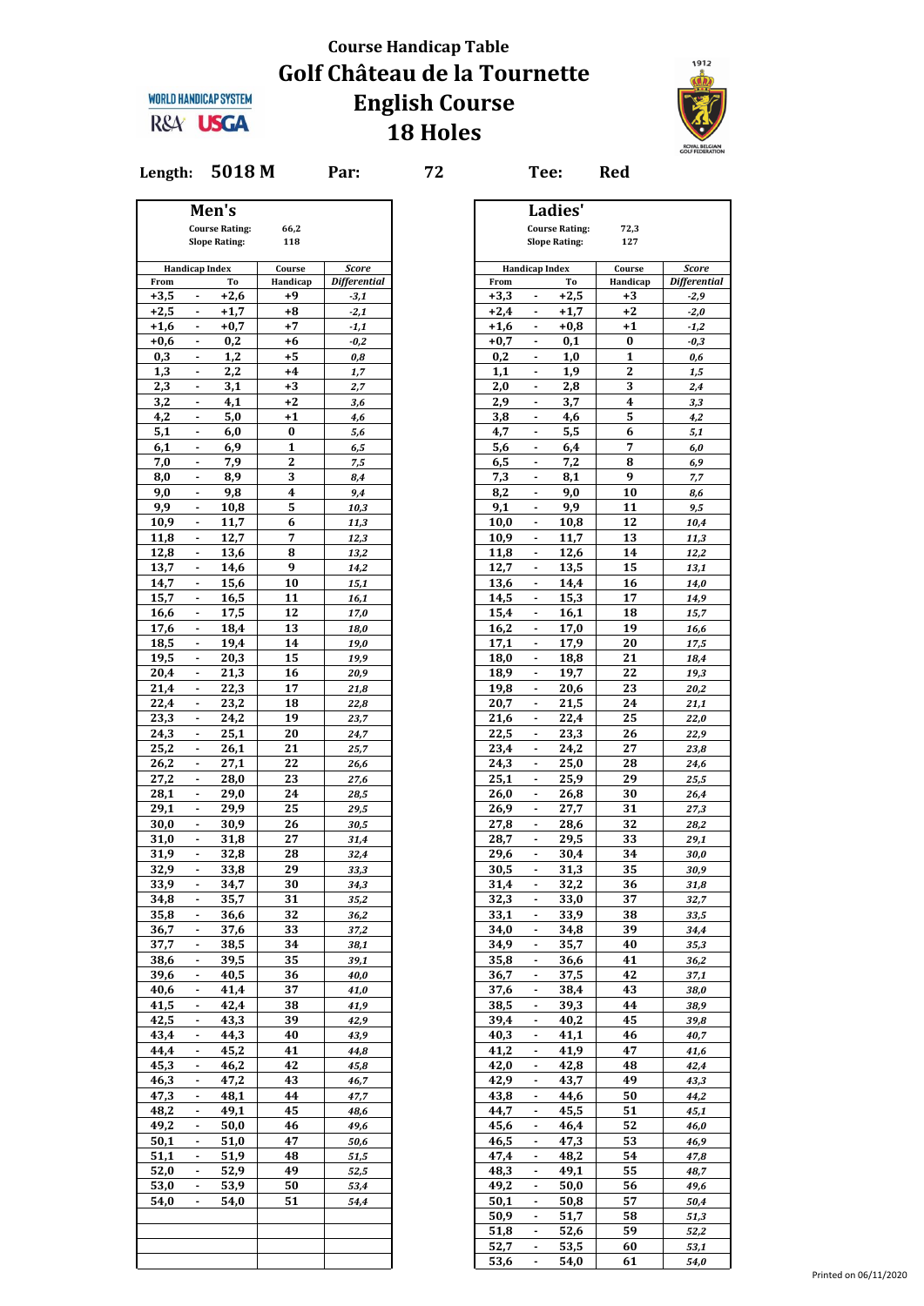# Course Handicap Table

# Golf Château de la Tournette

# English Course

# 18 Holes

WORLD HANDICAP SYSTEM

R&A USGA

**Length: 5018 M** **Par: 72** **Tee: Red**

## Men's

Course Rating: 66,2
Slope Rating: 118

| Handicap Index From | | To | Course Handicap | Score Differential |
|---|---|---|---|---|
| +3,5 | - | +2,6 | +9 | -3,1 |
| +2,5 | - | +1,7 | +8 | -2,1 |
| +1,6 | - | +0,7 | +7 | -1,1 |
| +0,6 | - | 0,2 | +6 | -0,2 |
| 0,3 | - | 1,2 | +5 | 0,8 |
| 1,3 | - | 2,2 | +4 | 1,7 |
| 2,3 | - | 3,1 | +3 | 2,7 |
| 3,2 | - | 4,1 | +2 | 3,6 |
| 4,2 | - | 5,0 | +1 | 4,6 |
| 5,1 | - | 6,0 | 0 | 5,6 |
| 6,1 | - | 6,9 | 1 | 6,5 |
| 7,0 | - | 7,9 | 2 | 7,5 |
| 8,0 | - | 8,9 | 3 | 8,4 |
| 9,0 | - | 9,8 | 4 | 9,4 |
| 9,9 | - | 10,8 | 5 | 10,3 |
| 10,9 | - | 11,7 | 6 | 11,3 |
| 11,8 | - | 12,7 | 7 | 12,3 |
| 12,8 | - | 13,6 | 8 | 13,2 |
| 13,7 | - | 14,6 | 9 | 14,2 |
| 14,7 | - | 15,6 | 10 | 15,1 |
| 15,7 | - | 16,5 | 11 | 16,1 |
| 16,6 | - | 17,5 | 12 | 17,0 |
| 17,6 | - | 18,4 | 13 | 18,0 |
| 18,5 | - | 19,4 | 14 | 19,0 |
| 19,5 | - | 20,3 | 15 | 19,9 |
| 20,4 | - | 21,3 | 16 | 20,9 |
| 21,4 | - | 22,3 | 17 | 21,8 |
| 22,4 | - | 23,2 | 18 | 22,8 |
| 23,3 | - | 24,2 | 19 | 23,7 |
| 24,3 | - | 25,1 | 20 | 24,7 |
| 25,2 | - | 26,1 | 21 | 25,7 |
| 26,2 | - | 27,1 | 22 | 26,6 |
| 27,2 | - | 28,0 | 23 | 27,6 |
| 28,1 | - | 29,0 | 24 | 28,5 |
| 29,1 | - | 29,9 | 25 | 29,5 |
| 30,0 | - | 30,9 | 26 | 30,5 |
| 31,0 | - | 31,8 | 27 | 31,4 |
| 31,9 | - | 32,8 | 28 | 32,4 |
| 32,9 | - | 33,8 | 29 | 33,3 |
| 33,9 | - | 34,7 | 30 | 34,3 |
| 34,8 | - | 35,7 | 31 | 35,2 |
| 35,8 | - | 36,6 | 32 | 36,2 |
| 36,7 | - | 37,6 | 33 | 37,2 |
| 37,7 | - | 38,5 | 34 | 38,1 |
| 38,6 | - | 39,5 | 35 | 39,1 |
| 39,6 | - | 40,5 | 36 | 40,0 |
| 40,6 | - | 41,4 | 37 | 41,0 |
| 41,5 | - | 42,4 | 38 | 41,9 |
| 42,5 | - | 43,3 | 39 | 42,9 |
| 43,4 | - | 44,3 | 40 | 43,9 |
| 44,4 | - | 45,2 | 41 | 44,8 |
| 45,3 | - | 46,2 | 42 | 45,8 |
| 46,3 | - | 47,2 | 43 | 46,7 |
| 47,3 | - | 48,1 | 44 | 47,7 |
| 48,2 | - | 49,1 | 45 | 48,6 |
| 49,2 | - | 50,0 | 46 | 49,6 |
| 50,1 | - | 51,0 | 47 | 50,6 |
| 51,1 | - | 51,9 | 48 | 51,5 |
| 52,0 | - | 52,9 | 49 | 52,5 |
| 53,0 | - | 53,9 | 50 | 53,4 |
| 54,0 | - | 54,0 | 51 | 54,4 |

## Ladies'

Course Rating: 72,3
Slope Rating: 127

| Handicap Index From | | To | Course Handicap | Score Differential |
|---|---|---|---|---|
| +3,3 | - | +2,5 | +3 | -2,9 |
| +2,4 | - | +1,7 | +2 | -2,0 |
| +1,6 | - | +0,8 | +1 | -1,2 |
| +0,7 | - | 0,1 | 0 | -0,3 |
| 0,2 | - | 1,0 | 1 | 0,6 |
| 1,1 | - | 1,9 | 2 | 1,5 |
| 2,0 | - | 2,8 | 3 | 2,4 |
| 2,9 | - | 3,7 | 4 | 3,3 |
| 3,8 | - | 4,6 | 5 | 4,2 |
| 4,7 | - | 5,5 | 6 | 5,1 |
| 5,6 | - | 6,4 | 7 | 6,0 |
| 6,5 | - | 7,2 | 8 | 6,9 |
| 7,3 | - | 8,1 | 9 | 7,7 |
| 8,2 | - | 9,0 | 10 | 8,6 |
| 9,1 | - | 9,9 | 11 | 9,5 |
| 10,0 | - | 10,8 | 12 | 10,4 |
| 10,9 | - | 11,7 | 13 | 11,3 |
| 11,8 | - | 12,6 | 14 | 12,2 |
| 12,7 | - | 13,5 | 15 | 13,1 |
| 13,6 | - | 14,4 | 16 | 14,0 |
| 14,5 | - | 15,3 | 17 | 14,9 |
| 15,4 | - | 16,1 | 18 | 15,7 |
| 16,2 | - | 17,0 | 19 | 16,6 |
| 17,1 | - | 17,9 | 20 | 17,5 |
| 18,0 | - | 18,8 | 21 | 18,4 |
| 18,9 | - | 19,7 | 22 | 19,3 |
| 19,8 | - | 20,6 | 23 | 20,2 |
| 20,7 | - | 21,5 | 24 | 21,1 |
| 21,6 | - | 22,4 | 25 | 22,0 |
| 22,5 | - | 23,3 | 26 | 22,9 |
| 23,4 | - | 24,2 | 27 | 23,8 |
| 24,3 | - | 25,0 | 28 | 24,6 |
| 25,1 | - | 25,9 | 29 | 25,5 |
| 26,0 | - | 26,8 | 30 | 26,4 |
| 26,9 | - | 27,7 | 31 | 27,3 |
| 27,8 | - | 28,6 | 32 | 28,2 |
| 28,7 | - | 29,5 | 33 | 29,1 |
| 29,6 | - | 30,4 | 34 | 30,0 |
| 30,5 | - | 31,3 | 35 | 30,9 |
| 31,4 | - | 32,2 | 36 | 31,8 |
| 32,3 | - | 33,0 | 37 | 32,7 |
| 33,1 | - | 33,9 | 38 | 33,5 |
| 34,0 | - | 34,8 | 39 | 34,4 |
| 34,9 | - | 35,7 | 40 | 35,3 |
| 35,8 | - | 36,6 | 41 | 36,2 |
| 36,7 | - | 37,5 | 42 | 37,1 |
| 37,6 | - | 38,4 | 43 | 38,0 |
| 38,5 | - | 39,3 | 44 | 38,9 |
| 39,4 | - | 40,2 | 45 | 39,8 |
| 40,3 | - | 41,1 | 46 | 40,7 |
| 41,2 | - | 41,9 | 47 | 41,6 |
| 42,0 | - | 42,8 | 48 | 42,4 |
| 42,9 | - | 43,7 | 49 | 43,3 |
| 43,8 | - | 44,6 | 50 | 44,2 |
| 44,7 | - | 45,5 | 51 | 45,1 |
| 45,6 | - | 46,4 | 52 | 46,0 |
| 46,5 | - | 47,3 | 53 | 46,9 |
| 47,4 | - | 48,2 | 54 | 47,8 |
| 48,3 | - | 49,1 | 55 | 48,7 |
| 49,2 | - | 50,0 | 56 | 49,6 |
| 50,1 | - | 50,8 | 57 | 50,4 |
| 50,9 | - | 51,7 | 58 | 51,3 |
| 51,8 | - | 52,6 | 59 | 52,2 |
| 52,7 | - | 53,5 | 60 | 53,1 |
| 53,6 | - | 54,0 | 61 | 54,0 |

Printed on 06/11/2020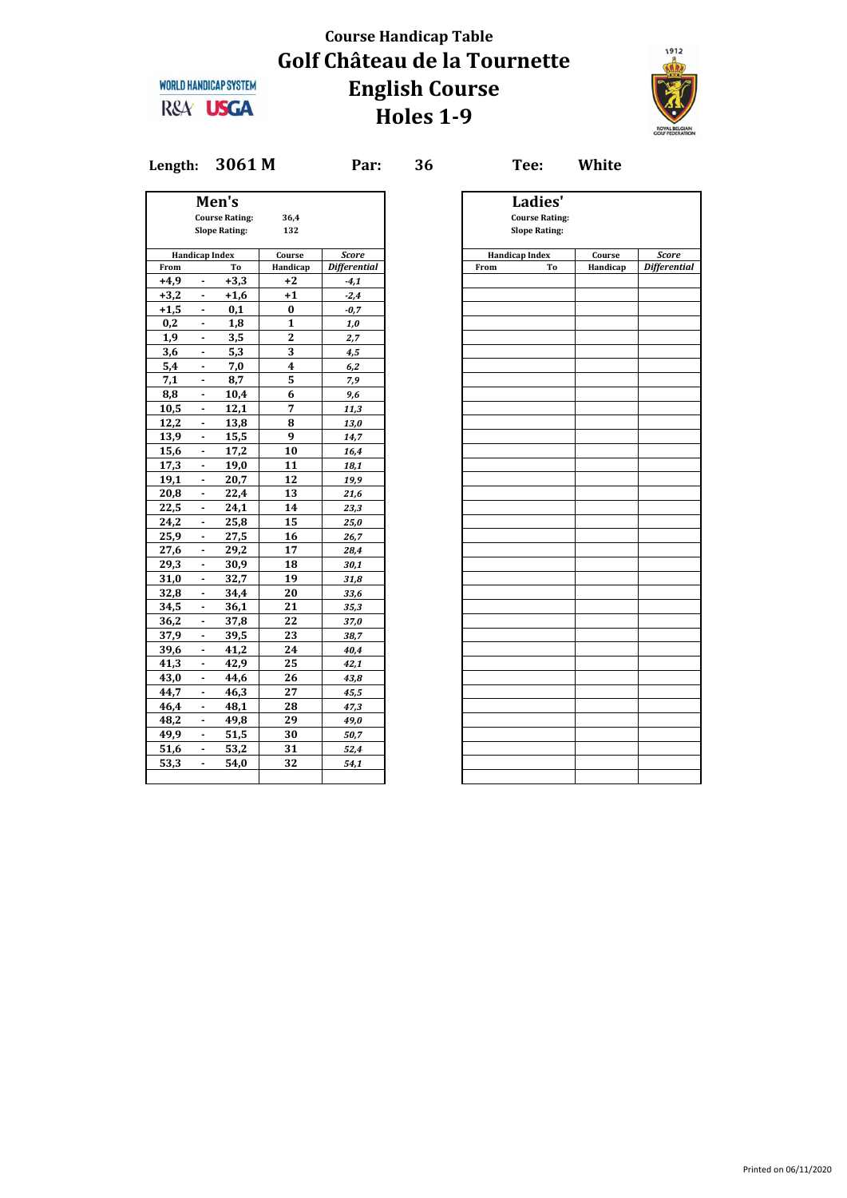# Course Handicap Table

## Golf Château de la Tournette

## English Course

## Holes 1-9

WORLD HANDICAP SYSTEM

R&A USGA

1912

ROYAL BELGIAN GOLF FEDERATION

**Length:** 3061 M **Par:** 36 **Tee:** White

### Men's

Course Rating: 36,4

Slope Rating: 132

| Handicap Index From | | To | Course Handicap | *Score Differential* |
|---|---|---|---|---|
| +4,9 | - | +3,3 | +2 | *-4,1* |
| +3,2 | - | +1,6 | +1 | *-2,4* |
| +1,5 | - | 0,1 | 0 | *-0,7* |
| 0,2 | - | 1,8 | 1 | *1,0* |
| 1,9 | - | 3,5 | 2 | *2,7* |
| 3,6 | - | 5,3 | 3 | *4,5* |
| 5,4 | - | 7,0 | 4 | *6,2* |
| 7,1 | - | 8,7 | 5 | *7,9* |
| 8,8 | - | 10,4 | 6 | *9,6* |
| 10,5 | - | 12,1 | 7 | *11,3* |
| 12,2 | - | 13,8 | 8 | *13,0* |
| 13,9 | - | 15,5 | 9 | *14,7* |
| 15,6 | - | 17,2 | 10 | *16,4* |
| 17,3 | - | 19,0 | 11 | *18,1* |
| 19,1 | - | 20,7 | 12 | *19,9* |
| 20,8 | - | 22,4 | 13 | *21,6* |
| 22,5 | - | 24,1 | 14 | *23,3* |
| 24,2 | - | 25,8 | 15 | *25,0* |
| 25,9 | - | 27,5 | 16 | *26,7* |
| 27,6 | - | 29,2 | 17 | *28,4* |
| 29,3 | - | 30,9 | 18 | *30,1* |
| 31,0 | - | 32,7 | 19 | *31,8* |
| 32,8 | - | 34,4 | 20 | *33,6* |
| 34,5 | - | 36,1 | 21 | *35,3* |
| 36,2 | - | 37,8 | 22 | *37,0* |
| 37,9 | - | 39,5 | 23 | *38,7* |
| 39,6 | - | 41,2 | 24 | *40,4* |
| 41,3 | - | 42,9 | 25 | *42,1* |
| 43,0 | - | 44,6 | 26 | *43,8* |
| 44,7 | - | 46,3 | 27 | *45,5* |
| 46,4 | - | 48,1 | 28 | *47,3* |
| 48,2 | - | 49,8 | 29 | *49,0* |
| 49,9 | - | 51,5 | 30 | *50,7* |
| 51,6 | - | 53,2 | 31 | *52,4* |
| 53,3 | - | 54,0 | 32 | *54,1* |

### Ladies'

Course Rating:

Slope Rating:

| Handicap Index From | To | Course Handicap | *Score Differential* |
|---|---|---|---|
| | | | |

Printed on 06/11/2020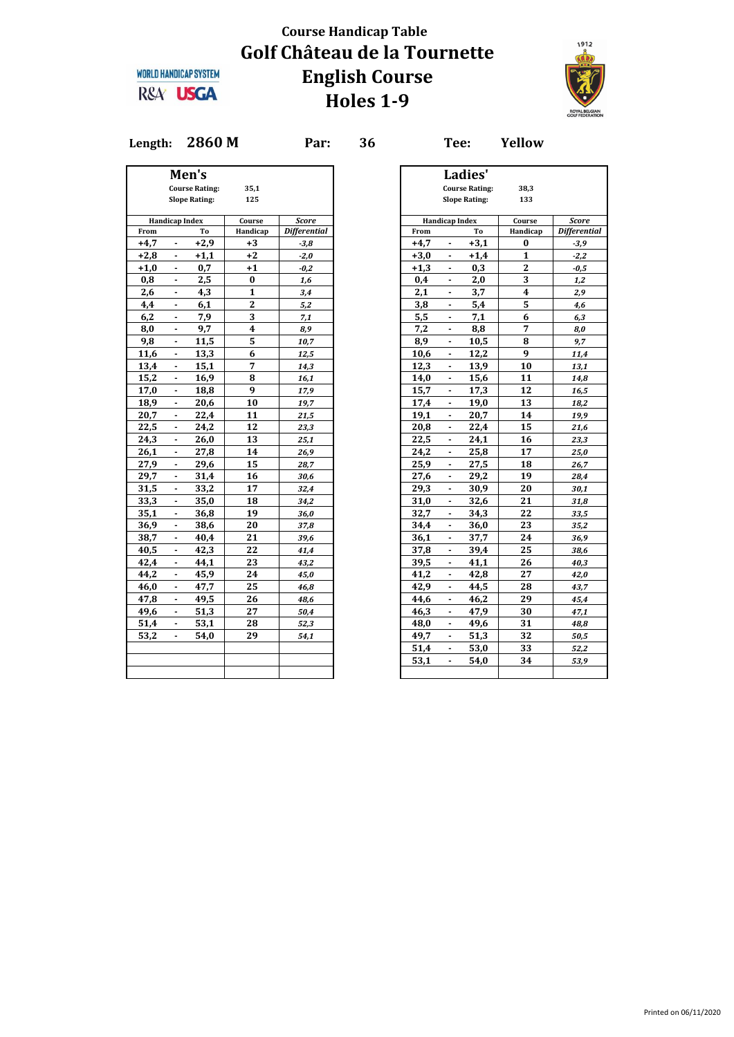### Course Handicap Table

# Golf Château de la Tournette

## English Course

## Holes 1-9

WORLD HANDICAP SYSTEM
R&A USGA

1912
ROYAL BELGIAN GOLF FEDERATION

**Length:** **2860 M** **Par:** **36** **Tee:** **Yellow**

### Men's

Course Rating: 35,1
Slope Rating: 125

| Handicap Index From | | To | Course Handicap | *Score Differential* |
|---|---|---|---|---|
| +4,7 | - | +2,9 | +3 | *-3,8* |
| +2,8 | - | +1,1 | +2 | *-2,0* |
| +1,0 | - | 0,7 | +1 | *-0,2* |
| 0,8 | - | 2,5 | 0 | *1,6* |
| 2,6 | - | 4,3 | 1 | *3,4* |
| 4,4 | - | 6,1 | 2 | *5,2* |
| 6,2 | - | 7,9 | 3 | *7,1* |
| 8,0 | - | 9,7 | 4 | *8,9* |
| 9,8 | - | 11,5 | 5 | *10,7* |
| 11,6 | - | 13,3 | 6 | *12,5* |
| 13,4 | - | 15,1 | 7 | *14,3* |
| 15,2 | - | 16,9 | 8 | *16,1* |
| 17,0 | - | 18,8 | 9 | *17,9* |
| 18,9 | - | 20,6 | 10 | *19,7* |
| 20,7 | - | 22,4 | 11 | *21,5* |
| 22,5 | - | 24,2 | 12 | *23,3* |
| 24,3 | - | 26,0 | 13 | *25,1* |
| 26,1 | - | 27,8 | 14 | *26,9* |
| 27,9 | - | 29,6 | 15 | *28,7* |
| 29,7 | - | 31,4 | 16 | *30,6* |
| 31,5 | - | 33,2 | 17 | *32,4* |
| 33,3 | - | 35,0 | 18 | *34,2* |
| 35,1 | - | 36,8 | 19 | *36,0* |
| 36,9 | - | 38,6 | 20 | *37,8* |
| 38,7 | - | 40,4 | 21 | *39,6* |
| 40,5 | - | 42,3 | 22 | *41,4* |
| 42,4 | - | 44,1 | 23 | *43,2* |
| 44,2 | - | 45,9 | 24 | *45,0* |
| 46,0 | - | 47,7 | 25 | *46,8* |
| 47,8 | - | 49,5 | 26 | *48,6* |
| 49,6 | - | 51,3 | 27 | *50,4* |
| 51,4 | - | 53,1 | 28 | *52,3* |
| 53,2 | - | 54,0 | 29 | *54,1* |

### Ladies'

Course Rating: 38,3
Slope Rating: 133

| Handicap Index From | | To | Course Handicap | *Score Differential* |
|---|---|---|---|---|
| +4,7 | - | +3,1 | 0 | *-3,9* |
| +3,0 | - | +1,4 | 1 | *-2,2* |
| +1,3 | - | 0,3 | 2 | *-0,5* |
| 0,4 | - | 2,0 | 3 | *1,2* |
| 2,1 | - | 3,7 | 4 | *2,9* |
| 3,8 | - | 5,4 | 5 | *4,6* |
| 5,5 | - | 7,1 | 6 | *6,3* |
| 7,2 | - | 8,8 | 7 | *8,0* |
| 8,9 | - | 10,5 | 8 | *9,7* |
| 10,6 | - | 12,2 | 9 | *11,4* |
| 12,3 | - | 13,9 | 10 | *13,1* |
| 14,0 | - | 15,6 | 11 | *14,8* |
| 15,7 | - | 17,3 | 12 | *16,5* |
| 17,4 | - | 19,0 | 13 | *18,2* |
| 19,1 | - | 20,7 | 14 | *19,9* |
| 20,8 | - | 22,4 | 15 | *21,6* |
| 22,5 | - | 24,1 | 16 | *23,3* |
| 24,2 | - | 25,8 | 17 | *25,0* |
| 25,9 | - | 27,5 | 18 | *26,7* |
| 27,6 | - | 29,2 | 19 | *28,4* |
| 29,3 | - | 30,9 | 20 | *30,1* |
| 31,0 | - | 32,6 | 21 | *31,8* |
| 32,7 | - | 34,3 | 22 | *33,5* |
| 34,4 | - | 36,0 | 23 | *35,2* |
| 36,1 | - | 37,7 | 24 | *36,9* |
| 37,8 | - | 39,4 | 25 | *38,6* |
| 39,5 | - | 41,1 | 26 | *40,3* |
| 41,2 | - | 42,8 | 27 | *42,0* |
| 42,9 | - | 44,5 | 28 | *43,7* |
| 44,6 | - | 46,2 | 29 | *45,4* |
| 46,3 | - | 47,9 | 30 | *47,1* |
| 48,0 | - | 49,6 | 31 | *48,8* |
| 49,7 | - | 51,3 | 32 | *50,5* |
| 51,4 | - | 53,0 | 33 | *52,2* |
| 53,1 | - | 54,0 | 34 | *53,9* |

Printed on 06/11/2020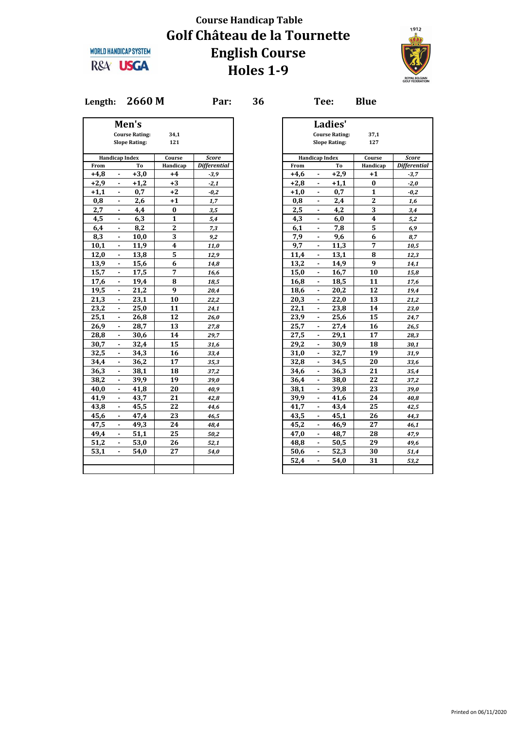WORLD HANDICAP SYSTEM
R&A USGA

# Course Handicap Table
# Golf Château de la Tournette
# English Course
# Holes 1-9

1912
ROYAL BELGIAN GOLF FEDERATION

**Length:** 2660 M  **Par:** 36  **Tee:** Blue

## Men's

Course Rating: 34,1
Slope Rating: 121

| Handicap Index From | | To | Course Handicap | *Score Differential* |
|---|---|---|---|---|
| +4,8 | - | +3,0 | +4 | *-3,9* |
| +2,9 | - | +1,2 | +3 | *-2,1* |
| +1,1 | - | 0,7 | +2 | *-0,2* |
| 0,8 | - | 2,6 | +1 | *1,7* |
| 2,7 | - | 4,4 | 0 | *3,5* |
| 4,5 | - | 6,3 | 1 | *5,4* |
| 6,4 | - | 8,2 | 2 | *7,3* |
| 8,3 | - | 10,0 | 3 | *9,2* |
| 10,1 | - | 11,9 | 4 | *11,0* |
| 12,0 | - | 13,8 | 5 | *12,9* |
| 13,9 | - | 15,6 | 6 | *14,8* |
| 15,7 | - | 17,5 | 7 | *16,6* |
| 17,6 | - | 19,4 | 8 | *18,5* |
| 19,5 | - | 21,2 | 9 | *20,4* |
| 21,3 | - | 23,1 | 10 | *22,2* |
| 23,2 | - | 25,0 | 11 | *24,1* |
| 25,1 | - | 26,8 | 12 | *26,0* |
| 26,9 | - | 28,7 | 13 | *27,8* |
| 28,8 | - | 30,6 | 14 | *29,7* |
| 30,7 | - | 32,4 | 15 | *31,6* |
| 32,5 | - | 34,3 | 16 | *33,4* |
| 34,4 | - | 36,2 | 17 | *35,3* |
| 36,3 | - | 38,1 | 18 | *37,2* |
| 38,2 | - | 39,9 | 19 | *39,0* |
| 40,0 | - | 41,8 | 20 | *40,9* |
| 41,9 | - | 43,7 | 21 | *42,8* |
| 43,8 | - | 45,5 | 22 | *44,6* |
| 45,6 | - | 47,4 | 23 | *46,5* |
| 47,5 | - | 49,3 | 24 | *48,4* |
| 49,4 | - | 51,1 | 25 | *50,2* |
| 51,2 | - | 53,0 | 26 | *52,1* |
| 53,1 | - | 54,0 | 27 | *54,0* |

## Ladies'

Course Rating: 37,1
Slope Rating: 127

| Handicap Index From | | To | Course Handicap | *Score Differential* |
|---|---|---|---|---|
| +4,6 | - | +2,9 | +1 | *-3,7* |
| +2,8 | - | +1,1 | 0 | *-2,0* |
| +1,0 | - | 0,7 | 1 | *-0,2* |
| 0,8 | - | 2,4 | 2 | *1,6* |
| 2,5 | - | 4,2 | 3 | *3,4* |
| 4,3 | - | 6,0 | 4 | *5,2* |
| 6,1 | - | 7,8 | 5 | *6,9* |
| 7,9 | - | 9,6 | 6 | *8,7* |
| 9,7 | - | 11,3 | 7 | *10,5* |
| 11,4 | - | 13,1 | 8 | *12,3* |
| 13,2 | - | 14,9 | 9 | *14,1* |
| 15,0 | - | 16,7 | 10 | *15,8* |
| 16,8 | - | 18,5 | 11 | *17,6* |
| 18,6 | - | 20,2 | 12 | *19,4* |
| 20,3 | - | 22,0 | 13 | *21,2* |
| 22,1 | - | 23,8 | 14 | *23,0* |
| 23,9 | - | 25,6 | 15 | *24,7* |
| 25,7 | - | 27,4 | 16 | *26,5* |
| 27,5 | - | 29,1 | 17 | *28,3* |
| 29,2 | - | 30,9 | 18 | *30,1* |
| 31,0 | - | 32,7 | 19 | *31,9* |
| 32,8 | - | 34,5 | 20 | *33,6* |
| 34,6 | - | 36,3 | 21 | *35,4* |
| 36,4 | - | 38,0 | 22 | *37,2* |
| 38,1 | - | 39,8 | 23 | *39,0* |
| 39,9 | - | 41,6 | 24 | *40,8* |
| 41,7 | - | 43,4 | 25 | *42,5* |
| 43,5 | - | 45,1 | 26 | *44,3* |
| 45,2 | - | 46,9 | 27 | *46,1* |
| 47,0 | - | 48,7 | 28 | *47,9* |
| 48,8 | - | 50,5 | 29 | *49,6* |
| 50,6 | - | 52,3 | 30 | *51,4* |
| 52,4 | - | 54,0 | 31 | *53,2* |

Printed on 06/11/2020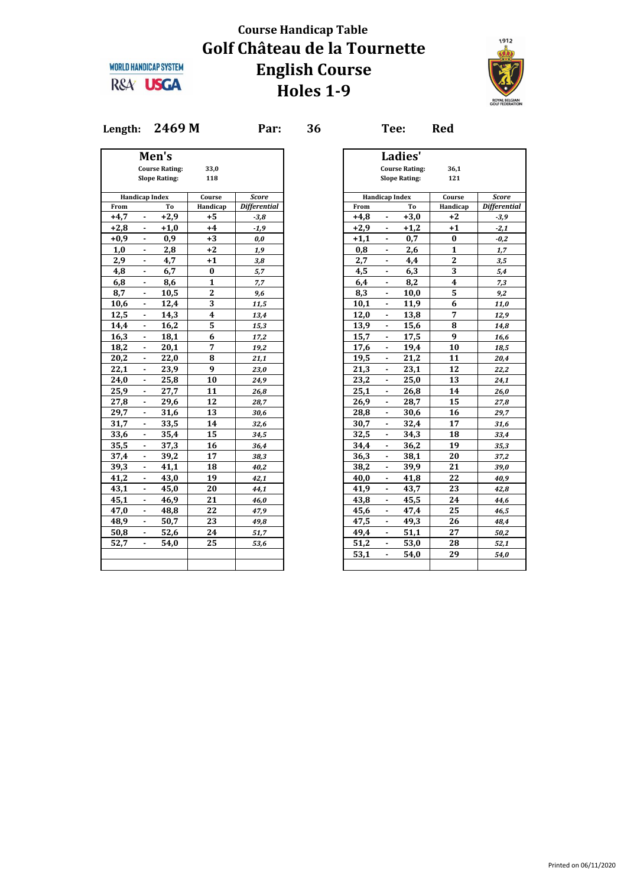# Course Handicap Table

## Golf Château de la Tournette

## English Course

## Holes 1-9

WORLD HANDICAP SYSTEM

R&A USGA

1912

ROYAL BELGIAN GOLF FEDERATION

**Length:** 2469 M **Par:** 36 **Tee:** Red

### Men's

Course Rating: 33,0
Slope Rating: 118

| Handicap Index From | | To | Course Handicap | *Score Differential* |
|---|---|---|---|---|
| +4,7 | - | +2,9 | +5 | *-3,8* |
| +2,8 | - | +1,0 | +4 | *-1,9* |
| +0,9 | - | 0,9 | +3 | *0,0* |
| 1,0 | - | 2,8 | +2 | *1,9* |
| 2,9 | - | 4,7 | +1 | *3,8* |
| 4,8 | - | 6,7 | 0 | *5,7* |
| 6,8 | - | 8,6 | 1 | *7,7* |
| 8,7 | - | 10,5 | 2 | *9,6* |
| 10,6 | - | 12,4 | 3 | *11,5* |
| 12,5 | - | 14,3 | 4 | *13,4* |
| 14,4 | - | 16,2 | 5 | *15,3* |
| 16,3 | - | 18,1 | 6 | *17,2* |
| 18,2 | - | 20,1 | 7 | *19,2* |
| 20,2 | - | 22,0 | 8 | *21,1* |
| 22,1 | - | 23,9 | 9 | *23,0* |
| 24,0 | - | 25,8 | 10 | *24,9* |
| 25,9 | - | 27,7 | 11 | *26,8* |
| 27,8 | - | 29,6 | 12 | *28,7* |
| 29,7 | - | 31,6 | 13 | *30,6* |
| 31,7 | - | 33,5 | 14 | *32,6* |
| 33,6 | - | 35,4 | 15 | *34,5* |
| 35,5 | - | 37,3 | 16 | *36,4* |
| 37,4 | - | 39,2 | 17 | *38,3* |
| 39,3 | - | 41,1 | 18 | *40,2* |
| 41,2 | - | 43,0 | 19 | *42,1* |
| 43,1 | - | 45,0 | 20 | *44,1* |
| 45,1 | - | 46,9 | 21 | *46,0* |
| 47,0 | - | 48,8 | 22 | *47,9* |
| 48,9 | - | 50,7 | 23 | *49,8* |
| 50,8 | - | 52,6 | 24 | *51,7* |
| 52,7 | - | 54,0 | 25 | *53,6* |

### Ladies'

Course Rating: 36,1
Slope Rating: 121

| Handicap Index From | | To | Course Handicap | *Score Differential* |
|---|---|---|---|---|
| +4,8 | - | +3,0 | +2 | *-3,9* |
| +2,9 | - | +1,2 | +1 | *-2,1* |
| +1,1 | - | 0,7 | 0 | *-0,2* |
| 0,8 | - | 2,6 | 1 | *1,7* |
| 2,7 | - | 4,4 | 2 | *3,5* |
| 4,5 | - | 6,3 | 3 | *5,4* |
| 6,4 | - | 8,2 | 4 | *7,3* |
| 8,3 | - | 10,0 | 5 | *9,2* |
| 10,1 | - | 11,9 | 6 | *11,0* |
| 12,0 | - | 13,8 | 7 | *12,9* |
| 13,9 | - | 15,6 | 8 | *14,8* |
| 15,7 | - | 17,5 | 9 | *16,6* |
| 17,6 | - | 19,4 | 10 | *18,5* |
| 19,5 | - | 21,2 | 11 | *20,4* |
| 21,3 | - | 23,1 | 12 | *22,2* |
| 23,2 | - | 25,0 | 13 | *24,1* |
| 25,1 | - | 26,8 | 14 | *26,0* |
| 26,9 | - | 28,7 | 15 | *27,8* |
| 28,8 | - | 30,6 | 16 | *29,7* |
| 30,7 | - | 32,4 | 17 | *31,6* |
| 32,5 | - | 34,3 | 18 | *33,4* |
| 34,4 | - | 36,2 | 19 | *35,3* |
| 36,3 | - | 38,1 | 20 | *37,2* |
| 38,2 | - | 39,9 | 21 | *39,0* |
| 40,0 | - | 41,8 | 22 | *40,9* |
| 41,9 | - | 43,7 | 23 | *42,8* |
| 43,8 | - | 45,5 | 24 | *44,6* |
| 45,6 | - | 47,4 | 25 | *46,5* |
| 47,5 | - | 49,3 | 26 | *48,4* |
| 49,4 | - | 51,1 | 27 | *50,2* |
| 51,2 | - | 53,0 | 28 | *52,1* |
| 53,1 | - | 54,0 | 29 | *54,0* |

Printed on 06/11/2020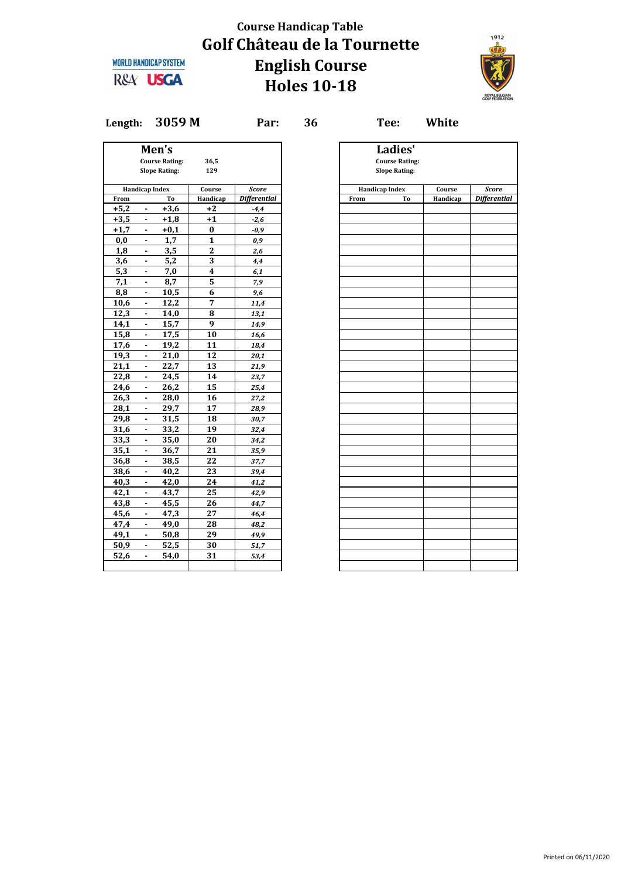Course Handicap Table

# Golf Château de la Tournette
# English Course
# Holes 10-18

WORLD HANDICAP SYSTEM
R&A USGA

1912
ROYAL BELGIAN GOLF FEDERATION

**Length:** **3059 M** **Par:** **36** **Tee:** **White**

## Men's

Course Rating: 36,5
Slope Rating: 129

| Handicap Index From | | To | Course Handicap | *Score Differential* |
|---|---|---|---|---|
| +5,2 | - | +3,6 | +2 | *-4,4* |
| +3,5 | - | +1,8 | +1 | *-2,6* |
| +1,7 | - | +0,1 | 0 | *-0,9* |
| 0,0 | - | 1,7 | 1 | *0,9* |
| 1,8 | - | 3,5 | 2 | *2,6* |
| 3,6 | - | 5,2 | 3 | *4,4* |
| 5,3 | - | 7,0 | 4 | *6,1* |
| 7,1 | - | 8,7 | 5 | *7,9* |
| 8,8 | - | 10,5 | 6 | *9,6* |
| 10,6 | - | 12,2 | 7 | *11,4* |
| 12,3 | - | 14,0 | 8 | *13,1* |
| 14,1 | - | 15,7 | 9 | *14,9* |
| 15,8 | - | 17,5 | 10 | *16,6* |
| 17,6 | - | 19,2 | 11 | *18,4* |
| 19,3 | - | 21,0 | 12 | *20,1* |
| 21,1 | - | 22,7 | 13 | *21,9* |
| 22,8 | - | 24,5 | 14 | *23,7* |
| 24,6 | - | 26,2 | 15 | *25,4* |
| 26,3 | - | 28,0 | 16 | *27,2* |
| 28,1 | - | 29,7 | 17 | *28,9* |
| 29,8 | - | 31,5 | 18 | *30,7* |
| 31,6 | - | 33,2 | 19 | *32,4* |
| 33,3 | - | 35,0 | 20 | *34,2* |
| 35,1 | - | 36,7 | 21 | *35,9* |
| 36,8 | - | 38,5 | 22 | *37,7* |
| 38,6 | - | 40,2 | 23 | *39,4* |
| 40,3 | - | 42,0 | 24 | *41,2* |
| 42,1 | - | 43,7 | 25 | *42,9* |
| 43,8 | - | 45,5 | 26 | *44,7* |
| 45,6 | - | 47,3 | 27 | *46,4* |
| 47,4 | - | 49,0 | 28 | *48,2* |
| 49,1 | - | 50,8 | 29 | *49,9* |
| 50,9 | - | 52,5 | 30 | *51,7* |
| 52,6 | - | 54,0 | 31 | *53,4* |

## Ladies'

Course Rating:
Slope Rating:

| Handicap Index From | To | Course Handicap | *Score Differential* |
|---|---|---|---|
| | | | |

Printed on 06/11/2020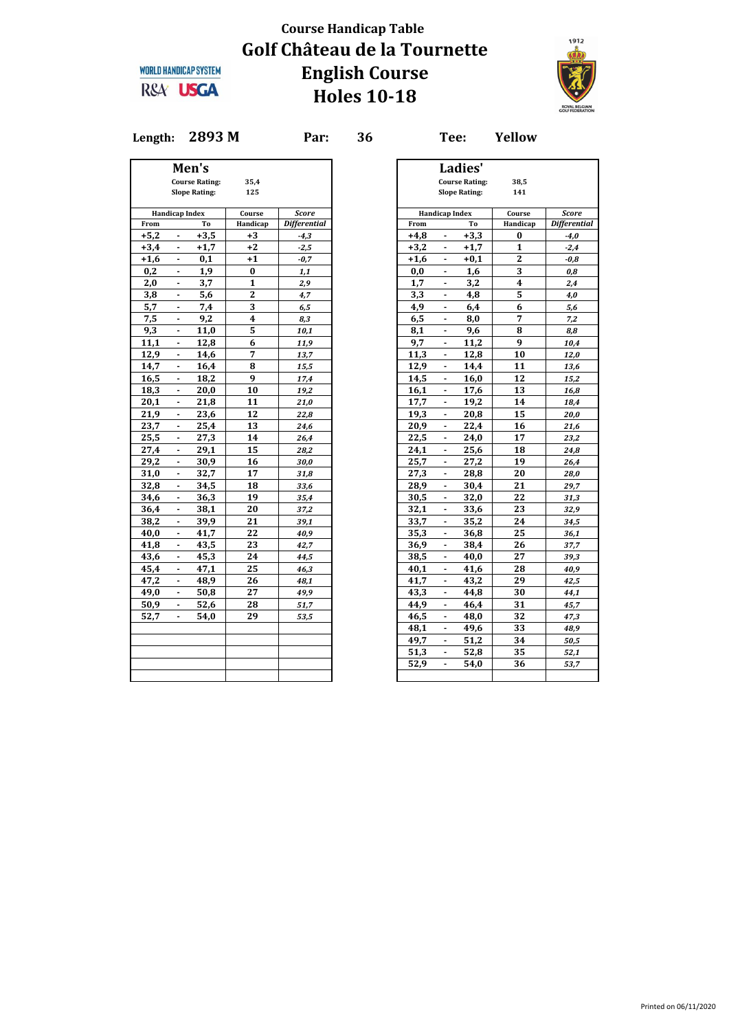# Course Handicap Table
## Golf Château de la Tournette
## English Course
## Holes 10-18

WORLD HANDICAP SYSTEM
R&A USGA

1912
ROYAL BELGIAN GOLF FEDERATION

**Length:** 2893 M **Par:** 36 **Tee:** Yellow

### Men's

Course Rating: 35,4
Slope Rating: 125

| Handicap Index From | | To | Course Handicap | *Score Differential* |
|---|---|---|---|---|
| +5,2 | - | +3,5 | +3 | *-4,3* |
| +3,4 | - | +1,7 | +2 | *-2,5* |
| +1,6 | - | 0,1 | +1 | *-0,7* |
| 0,2 | - | 1,9 | 0 | *1,1* |
| 2,0 | - | 3,7 | 1 | *2,9* |
| 3,8 | - | 5,6 | 2 | *4,7* |
| 5,7 | - | 7,4 | 3 | *6,5* |
| 7,5 | - | 9,2 | 4 | *8,3* |
| 9,3 | - | 11,0 | 5 | *10,1* |
| 11,1 | - | 12,8 | 6 | *11,9* |
| 12,9 | - | 14,6 | 7 | *13,7* |
| 14,7 | - | 16,4 | 8 | *15,5* |
| 16,5 | - | 18,2 | 9 | *17,4* |
| 18,3 | - | 20,0 | 10 | *19,2* |
| 20,1 | - | 21,8 | 11 | *21,0* |
| 21,9 | - | 23,6 | 12 | *22,8* |
| 23,7 | - | 25,4 | 13 | *24,6* |
| 25,5 | - | 27,3 | 14 | *26,4* |
| 27,4 | - | 29,1 | 15 | *28,2* |
| 29,2 | - | 30,9 | 16 | *30,0* |
| 31,0 | - | 32,7 | 17 | *31,8* |
| 32,8 | - | 34,5 | 18 | *33,6* |
| 34,6 | - | 36,3 | 19 | *35,4* |
| 36,4 | - | 38,1 | 20 | *37,2* |
| 38,2 | - | 39,9 | 21 | *39,1* |
| 40,0 | - | 41,7 | 22 | *40,9* |
| 41,8 | - | 43,5 | 23 | *42,7* |
| 43,6 | - | 45,3 | 24 | *44,5* |
| 45,4 | - | 47,1 | 25 | *46,3* |
| 47,2 | - | 48,9 | 26 | *48,1* |
| 49,0 | - | 50,8 | 27 | *49,9* |
| 50,9 | - | 52,6 | 28 | *51,7* |
| 52,7 | - | 54,0 | 29 | *53,5* |

### Ladies'

Course Rating: 38,5
Slope Rating: 141

| Handicap Index From | | To | Course Handicap | *Score Differential* |
|---|---|---|---|---|
| +4,8 | - | +3,3 | 0 | *-4,0* |
| +3,2 | - | +1,7 | 1 | *-2,4* |
| +1,6 | - | +0,1 | 2 | *-0,8* |
| 0,0 | - | 1,6 | 3 | *0,8* |
| 1,7 | - | 3,2 | 4 | *2,4* |
| 3,3 | - | 4,8 | 5 | *4,0* |
| 4,9 | - | 6,4 | 6 | *5,6* |
| 6,5 | - | 8,0 | 7 | *7,2* |
| 8,1 | - | 9,6 | 8 | *8,8* |
| 9,7 | - | 11,2 | 9 | *10,4* |
| 11,3 | - | 12,8 | 10 | *12,0* |
| 12,9 | - | 14,4 | 11 | *13,6* |
| 14,5 | - | 16,0 | 12 | *15,2* |
| 16,1 | - | 17,6 | 13 | *16,8* |
| 17,7 | - | 19,2 | 14 | *18,4* |
| 19,3 | - | 20,8 | 15 | *20,0* |
| 20,9 | - | 22,4 | 16 | *21,6* |
| 22,5 | - | 24,0 | 17 | *23,2* |
| 24,1 | - | 25,6 | 18 | *24,8* |
| 25,7 | - | 27,2 | 19 | *26,4* |
| 27,3 | - | 28,8 | 20 | *28,0* |
| 28,9 | - | 30,4 | 21 | *29,7* |
| 30,5 | - | 32,0 | 22 | *31,3* |
| 32,1 | - | 33,6 | 23 | *32,9* |
| 33,7 | - | 35,2 | 24 | *34,5* |
| 35,3 | - | 36,8 | 25 | *36,1* |
| 36,9 | - | 38,4 | 26 | *37,7* |
| 38,5 | - | 40,0 | 27 | *39,3* |
| 40,1 | - | 41,6 | 28 | *40,9* |
| 41,7 | - | 43,2 | 29 | *42,5* |
| 43,3 | - | 44,8 | 30 | *44,1* |
| 44,9 | - | 46,4 | 31 | *45,7* |
| 46,5 | - | 48,0 | 32 | *47,3* |
| 48,1 | - | 49,6 | 33 | *48,9* |
| 49,7 | - | 51,2 | 34 | *50,5* |
| 51,3 | - | 52,8 | 35 | *52,1* |
| 52,9 | - | 54,0 | 36 | *53,7* |

Printed on 06/11/2020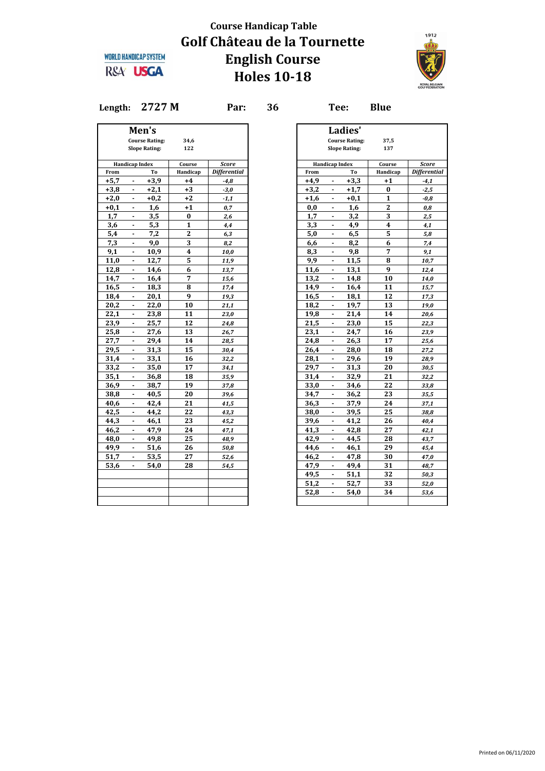# Course Handicap Table

## Golf Château de la Tournette

## English Course

## Holes 10-18

WORLD HANDICAP SYSTEM

R&A USGA

1912

ROYAL BELGIAN GOLF FEDERATION

**Length:** **2727 M** **Par:** **36** **Tee:** **Blue**

### Men's

**Course Rating:** 34,6
**Slope Rating:** 122

| Handicap Index From | | To | Course Handicap | *Score Differential* |
|---|---|---|---|---|
| +5,7 | - | +3,9 | +4 | *-4,8* |
| +3,8 | - | +2,1 | +3 | *-3,0* |
| +2,0 | - | +0,2 | +2 | *-1,1* |
| +0,1 | - | 1,6 | +1 | *0,7* |
| 1,7 | - | 3,5 | 0 | *2,6* |
| 3,6 | - | 5,3 | 1 | *4,4* |
| 5,4 | - | 7,2 | 2 | *6,3* |
| 7,3 | - | 9,0 | 3 | *8,2* |
| 9,1 | - | 10,9 | 4 | *10,0* |
| 11,0 | - | 12,7 | 5 | *11,9* |
| 12,8 | - | 14,6 | 6 | *13,7* |
| 14,7 | - | 16,4 | 7 | *15,6* |
| 16,5 | - | 18,3 | 8 | *17,4* |
| 18,4 | - | 20,1 | 9 | *19,3* |
| 20,2 | - | 22,0 | 10 | *21,1* |
| 22,1 | - | 23,8 | 11 | *23,0* |
| 23,9 | - | 25,7 | 12 | *24,8* |
| 25,8 | - | 27,6 | 13 | *26,7* |
| 27,7 | - | 29,4 | 14 | *28,5* |
| 29,5 | - | 31,3 | 15 | *30,4* |
| 31,4 | - | 33,1 | 16 | *32,2* |
| 33,2 | - | 35,0 | 17 | *34,1* |
| 35,1 | - | 36,8 | 18 | *35,9* |
| 36,9 | - | 38,7 | 19 | *37,8* |
| 38,8 | - | 40,5 | 20 | *39,6* |
| 40,6 | - | 42,4 | 21 | *41,5* |
| 42,5 | - | 44,2 | 22 | *43,3* |
| 44,3 | - | 46,1 | 23 | *45,2* |
| 46,2 | - | 47,9 | 24 | *47,1* |
| 48,0 | - | 49,8 | 25 | *48,9* |
| 49,9 | - | 51,6 | 26 | *50,8* |
| 51,7 | - | 53,5 | 27 | *52,6* |
| 53,6 | - | 54,0 | 28 | *54,5* |

### Ladies'

**Course Rating:** 37,5
**Slope Rating:** 137

| Handicap Index From | | To | Course Handicap | *Score Differential* |
|---|---|---|---|---|
| +4,9 | - | +3,3 | +1 | *-4,1* |
| +3,2 | - | +1,7 | 0 | *-2,5* |
| +1,6 | - | +0,1 | 1 | *-0,8* |
| 0,0 | - | 1,6 | 2 | *0,8* |
| 1,7 | - | 3,2 | 3 | *2,5* |
| 3,3 | - | 4,9 | 4 | *4,1* |
| 5,0 | - | 6,5 | 5 | *5,8* |
| 6,6 | - | 8,2 | 6 | *7,4* |
| 8,3 | - | 9,8 | 7 | *9,1* |
| 9,9 | - | 11,5 | 8 | *10,7* |
| 11,6 | - | 13,1 | 9 | *12,4* |
| 13,2 | - | 14,8 | 10 | *14,0* |
| 14,9 | - | 16,4 | 11 | *15,7* |
| 16,5 | - | 18,1 | 12 | *17,3* |
| 18,2 | - | 19,7 | 13 | *19,0* |
| 19,8 | - | 21,4 | 14 | *20,6* |
| 21,5 | - | 23,0 | 15 | *22,3* |
| 23,1 | - | 24,7 | 16 | *23,9* |
| 24,8 | - | 26,3 | 17 | *25,6* |
| 26,4 | - | 28,0 | 18 | *27,2* |
| 28,1 | - | 29,6 | 19 | *28,9* |
| 29,7 | - | 31,3 | 20 | *30,5* |
| 31,4 | - | 32,9 | 21 | *32,2* |
| 33,0 | - | 34,6 | 22 | *33,8* |
| 34,7 | - | 36,2 | 23 | *35,5* |
| 36,3 | - | 37,9 | 24 | *37,1* |
| 38,0 | - | 39,5 | 25 | *38,8* |
| 39,6 | - | 41,2 | 26 | *40,4* |
| 41,3 | - | 42,8 | 27 | *42,1* |
| 42,9 | - | 44,5 | 28 | *43,7* |
| 44,6 | - | 46,1 | 29 | *45,4* |
| 46,2 | - | 47,8 | 30 | *47,0* |
| 47,9 | - | 49,4 | 31 | *48,7* |
| 49,5 | - | 51,1 | 32 | *50,3* |
| 51,2 | - | 52,7 | 33 | *52,0* |
| 52,8 | - | 54,0 | 34 | *53,6* |

Printed on 06/11/2020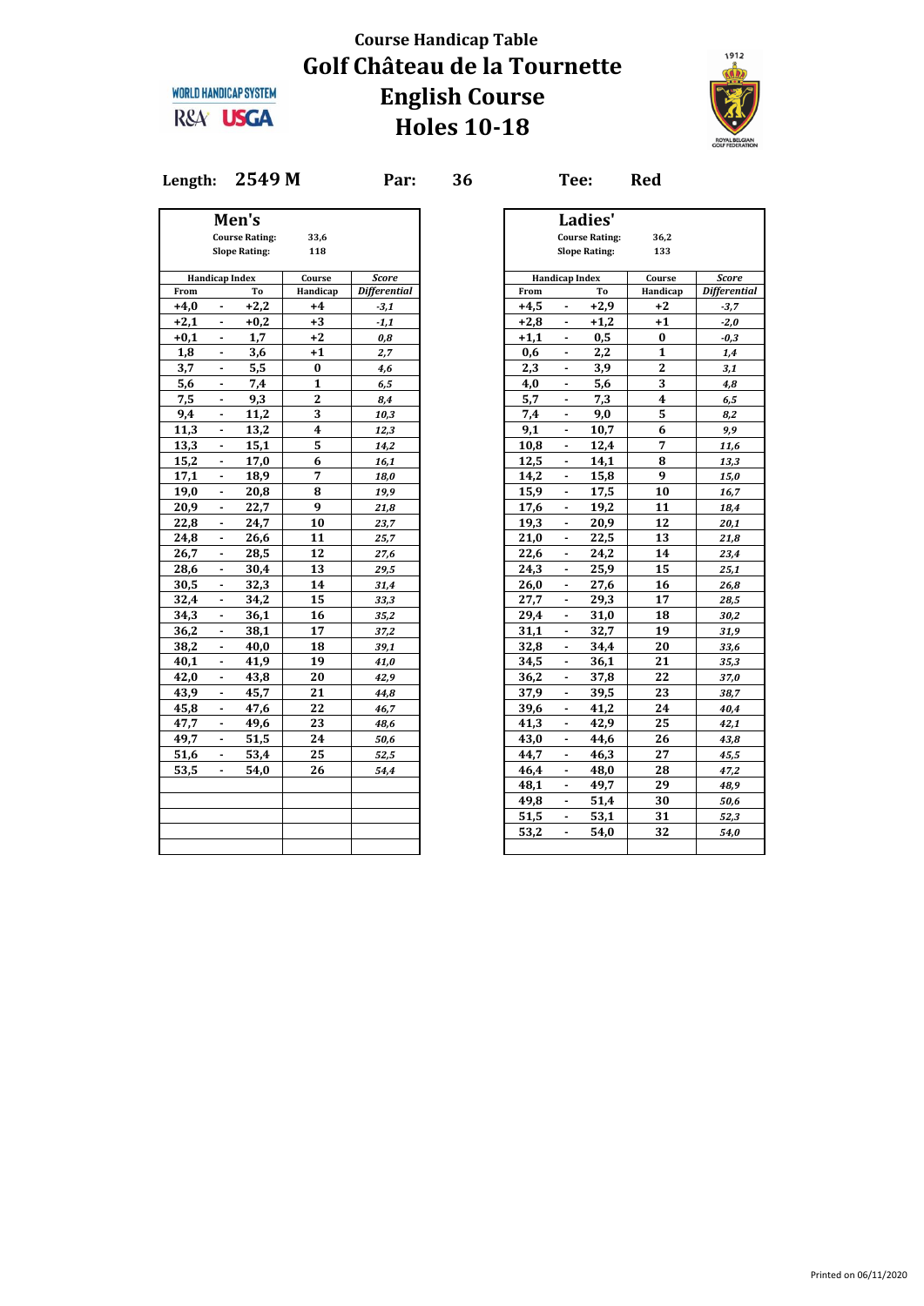### Course Handicap Table

# Golf Château de la Tournette

## English Course

## Holes 10-18

WORLD HANDICAP SYSTEM

R&A USGA

1912

ROYAL BELGIAN GOLF FEDERATION

**Length:** **2549 M** **Par:** **36** **Tee:** **Red**

### Men's

Course Rating: 33,6

Slope Rating: 118

| Handicap Index From | | To | Course Handicap | *Score Differential* |
|---|---|---|---|---|
| +4,0 | - | +2,2 | +4 | *-3,1* |
| +2,1 | - | +0,2 | +3 | *-1,1* |
| +0,1 | - | 1,7 | +2 | *0,8* |
| 1,8 | - | 3,6 | +1 | *2,7* |
| 3,7 | - | 5,5 | 0 | *4,6* |
| 5,6 | - | 7,4 | 1 | *6,5* |
| 7,5 | - | 9,3 | 2 | *8,4* |
| 9,4 | - | 11,2 | 3 | *10,3* |
| 11,3 | - | 13,2 | 4 | *12,3* |
| 13,3 | - | 15,1 | 5 | *14,2* |
| 15,2 | - | 17,0 | 6 | *16,1* |
| 17,1 | - | 18,9 | 7 | *18,0* |
| 19,0 | - | 20,8 | 8 | *19,9* |
| 20,9 | - | 22,7 | 9 | *21,8* |
| 22,8 | - | 24,7 | 10 | *23,7* |
| 24,8 | - | 26,6 | 11 | *25,7* |
| 26,7 | - | 28,5 | 12 | *27,6* |
| 28,6 | - | 30,4 | 13 | *29,5* |
| 30,5 | - | 32,3 | 14 | *31,4* |
| 32,4 | - | 34,2 | 15 | *33,3* |
| 34,3 | - | 36,1 | 16 | *35,2* |
| 36,2 | - | 38,1 | 17 | *37,2* |
| 38,2 | - | 40,0 | 18 | *39,1* |
| 40,1 | - | 41,9 | 19 | *41,0* |
| 42,0 | - | 43,8 | 20 | *42,9* |
| 43,9 | - | 45,7 | 21 | *44,8* |
| 45,8 | - | 47,6 | 22 | *46,7* |
| 47,7 | - | 49,6 | 23 | *48,6* |
| 49,7 | - | 51,5 | 24 | *50,6* |
| 51,6 | - | 53,4 | 25 | *52,5* |
| 53,5 | - | 54,0 | 26 | *54,4* |

### Ladies'

Course Rating: 36,2

Slope Rating: 133

| Handicap Index From | | To | Course Handicap | *Score Differential* |
|---|---|---|---|---|
| +4,5 | - | +2,9 | +2 | *-3,7* |
| +2,8 | - | +1,2 | +1 | *-2,0* |
| +1,1 | - | 0,5 | 0 | *-0,3* |
| 0,6 | - | 2,2 | 1 | *1,4* |
| 2,3 | - | 3,9 | 2 | *3,1* |
| 4,0 | - | 5,6 | 3 | *4,8* |
| 5,7 | - | 7,3 | 4 | *6,5* |
| 7,4 | - | 9,0 | 5 | *8,2* |
| 9,1 | - | 10,7 | 6 | *9,9* |
| 10,8 | - | 12,4 | 7 | *11,6* |
| 12,5 | - | 14,1 | 8 | *13,3* |
| 14,2 | - | 15,8 | 9 | *15,0* |
| 15,9 | - | 17,5 | 10 | *16,7* |
| 17,6 | - | 19,2 | 11 | *18,4* |
| 19,3 | - | 20,9 | 12 | *20,1* |
| 21,0 | - | 22,5 | 13 | *21,8* |
| 22,6 | - | 24,2 | 14 | *23,4* |
| 24,3 | - | 25,9 | 15 | *25,1* |
| 26,0 | - | 27,6 | 16 | *26,8* |
| 27,7 | - | 29,3 | 17 | *28,5* |
| 29,4 | - | 31,0 | 18 | *30,2* |
| 31,1 | - | 32,7 | 19 | *31,9* |
| 32,8 | - | 34,4 | 20 | *33,6* |
| 34,5 | - | 36,1 | 21 | *35,3* |
| 36,2 | - | 37,8 | 22 | *37,0* |
| 37,9 | - | 39,5 | 23 | *38,7* |
| 39,6 | - | 41,2 | 24 | *40,4* |
| 41,3 | - | 42,9 | 25 | *42,1* |
| 43,0 | - | 44,6 | 26 | *43,8* |
| 44,7 | - | 46,3 | 27 | *45,5* |
| 46,4 | - | 48,0 | 28 | *47,2* |
| 48,1 | - | 49,7 | 29 | *48,9* |
| 49,8 | - | 51,4 | 30 | *50,6* |
| 51,5 | - | 53,1 | 31 | *52,3* |
| 53,2 | - | 54,0 | 32 | *54,0* |

Printed on 06/11/2020